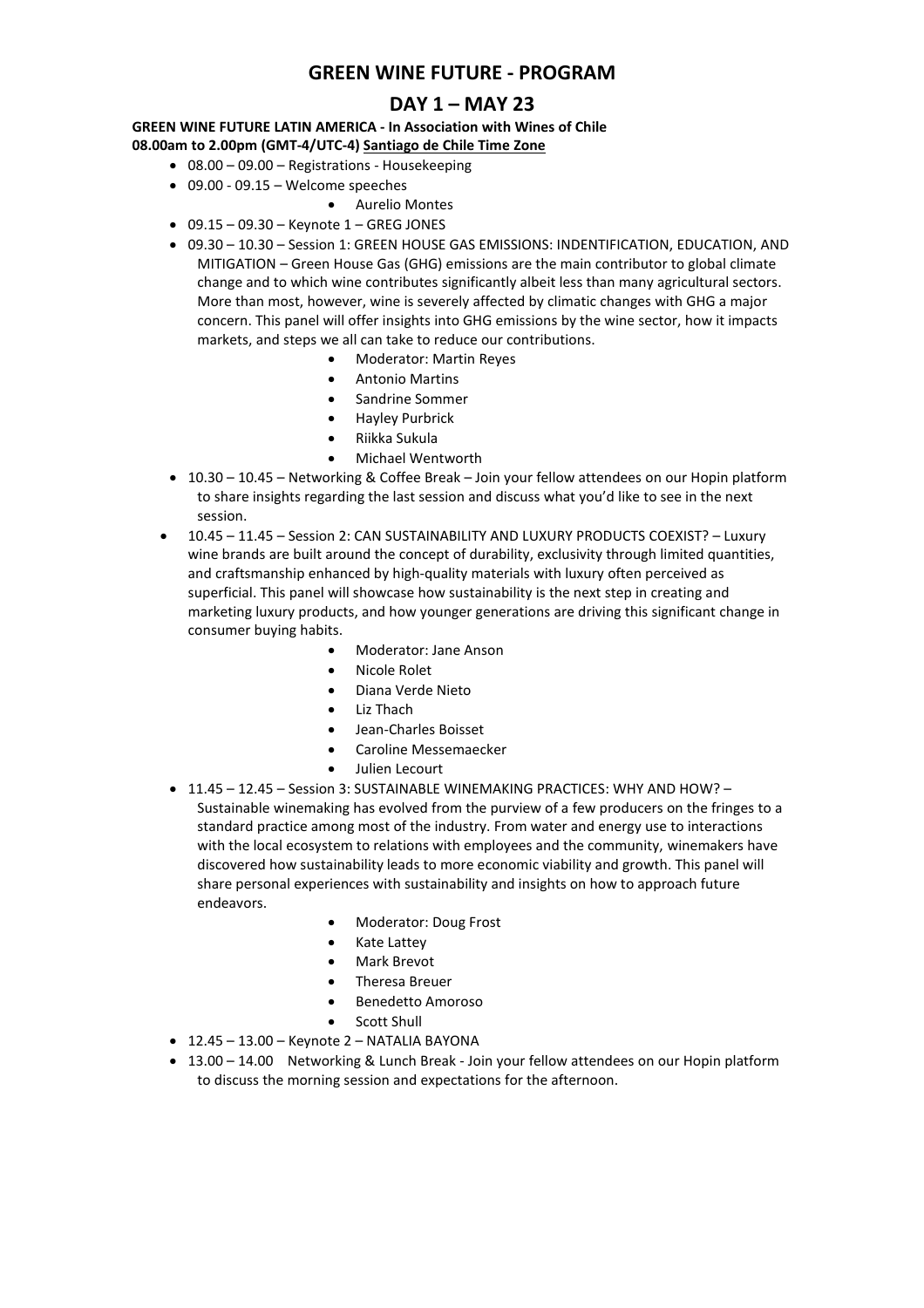# GREEN WINE FUTURE - PROGRAM

## DAY 1 – MAY 23

**GREEN WINE FUTURE LATIN AMERICA - In Association with Wines of Chile**
**08.00am to 2.00pm (GMT-4/UTC-4) Santiago de Chile Time Zone**

- 08.00 – 09.00 – Registrations - Housekeeping
- 09.00 - 09.15 – Welcome speeches
    - Aurelio Montes
- 09.15 – 09.30 – Keynote 1 – GREG JONES
- 09.30 – 10.30 – Session 1: GREEN HOUSE GAS EMISSIONS: INDENTIFICATION, EDUCATION, AND MITIGATION – Green House Gas (GHG) emissions are the main contributor to global climate change and to which wine contributes significantly albeit less than many agricultural sectors. More than most, however, wine is severely affected by climatic changes with GHG a major concern. This panel will offer insights into GHG emissions by the wine sector, how it impacts markets, and steps we all can take to reduce our contributions.
    - Moderator: Martin Reyes
    - Antonio Martins
    - Sandrine Sommer
    - Hayley Purbrick
    - Riikka Sukula
    - Michael Wentworth
- 10.30 – 10.45 – Networking & Coffee Break – Join your fellow attendees on our Hopin platform to share insights regarding the last session and discuss what you'd like to see in the next session.
- 10.45 – 11.45 – Session 2: CAN SUSTAINABILITY AND LUXURY PRODUCTS COEXIST? – Luxury wine brands are built around the concept of durability, exclusivity through limited quantities, and craftsmanship enhanced by high-quality materials with luxury often perceived as superficial. This panel will showcase how sustainability is the next step in creating and marketing luxury products, and how younger generations are driving this significant change in consumer buying habits.
    - Moderator: Jane Anson
    - Nicole Rolet
    - Diana Verde Nieto
    - Liz Thach
    - Jean-Charles Boisset
    - Caroline Messemaecker
    - Julien Lecourt
- 11.45 – 12.45 – Session 3: SUSTAINABLE WINEMAKING PRACTICES: WHY AND HOW? – Sustainable winemaking has evolved from the purview of a few producers on the fringes to a standard practice among most of the industry. From water and energy use to interactions with the local ecosystem to relations with employees and the community, winemakers have discovered how sustainability leads to more economic viability and growth. This panel will share personal experiences with sustainability and insights on how to approach future endeavors.
    - Moderator: Doug Frost
    - Kate Lattey
    - Mark Brevot
    - Theresa Breuer
    - Benedetto Amoroso
    - Scott Shull
- 12.45 – 13.00 – Keynote 2 – NATALIA BAYONA
- 13.00 – 14.00 Networking & Lunch Break - Join your fellow attendees on our Hopin platform to discuss the morning session and expectations for the afternoon.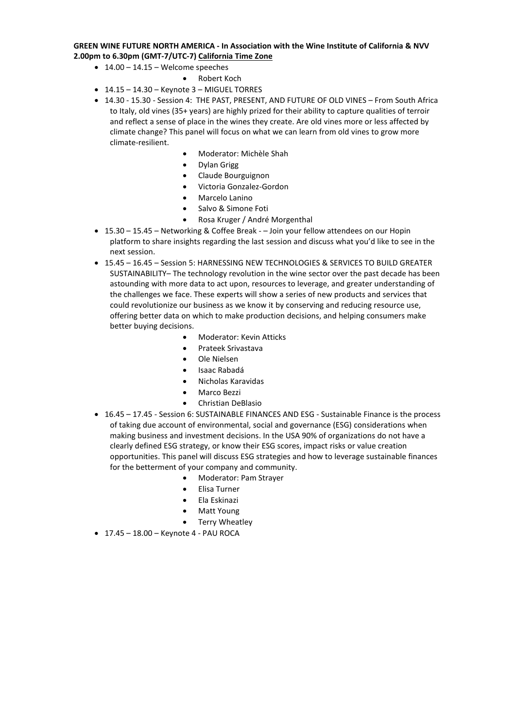**GREEN WINE FUTURE NORTH AMERICA - In Association with the Wine Institute of California & NVV**
**2.00pm to 6.30pm (GMT-7/UTC-7) California Time Zone**

- 14.00 – 14.15 – Welcome speeches
  - Robert Koch
- 14.15 – 14.30 – Keynote 3 – MIGUEL TORRES
- 14.30 - 15.30 - Session 4: THE PAST, PRESENT, AND FUTURE OF OLD VINES – From South Africa to Italy, old vines (35+ years) are highly prized for their ability to capture qualities of terroir and reflect a sense of place in the wines they create. Are old vines more or less affected by climate change? This panel will focus on what we can learn from old vines to grow more climate-resilient.
  - Moderator: Michèle Shah
  - Dylan Grigg
  - Claude Bourguignon
  - Victoria Gonzalez-Gordon
  - Marcelo Lanino
  - Salvo & Simone Foti
  - Rosa Kruger / André Morgenthal
- 15.30 – 15.45 – Networking & Coffee Break - – Join your fellow attendees on our Hopin platform to share insights regarding the last session and discuss what you'd like to see in the next session.
- 15.45 – 16.45 – Session 5: HARNESSING NEW TECHNOLOGIES & SERVICES TO BUILD GREATER SUSTAINABILITY– The technology revolution in the wine sector over the past decade has been astounding with more data to act upon, resources to leverage, and greater understanding of the challenges we face. These experts will show a series of new products and services that could revolutionize our business as we know it by conserving and reducing resource use, offering better data on which to make production decisions, and helping consumers make better buying decisions.
  - Moderator: Kevin Atticks
  - Prateek Srivastava
  - Ole Nielsen
  - Isaac Rabadá
  - Nicholas Karavidas
  - Marco Bezzi
  - Christian DeBlasio
- 16.45 – 17.45 - Session 6: SUSTAINABLE FINANCES AND ESG - Sustainable Finance is the process of taking due account of environmental, social and governance (ESG) considerations when making business and investment decisions. In the USA 90% of organizations do not have a clearly defined ESG strategy, or know their ESG scores, impact risks or value creation opportunities. This panel will discuss ESG strategies and how to leverage sustainable finances for the betterment of your company and community.
  - Moderator: Pam Strayer
  - Elisa Turner
  - Ela Eskinazi
  - Matt Young
  - Terry Wheatley
- 17.45 – 18.00 – Keynote 4 - PAU ROCA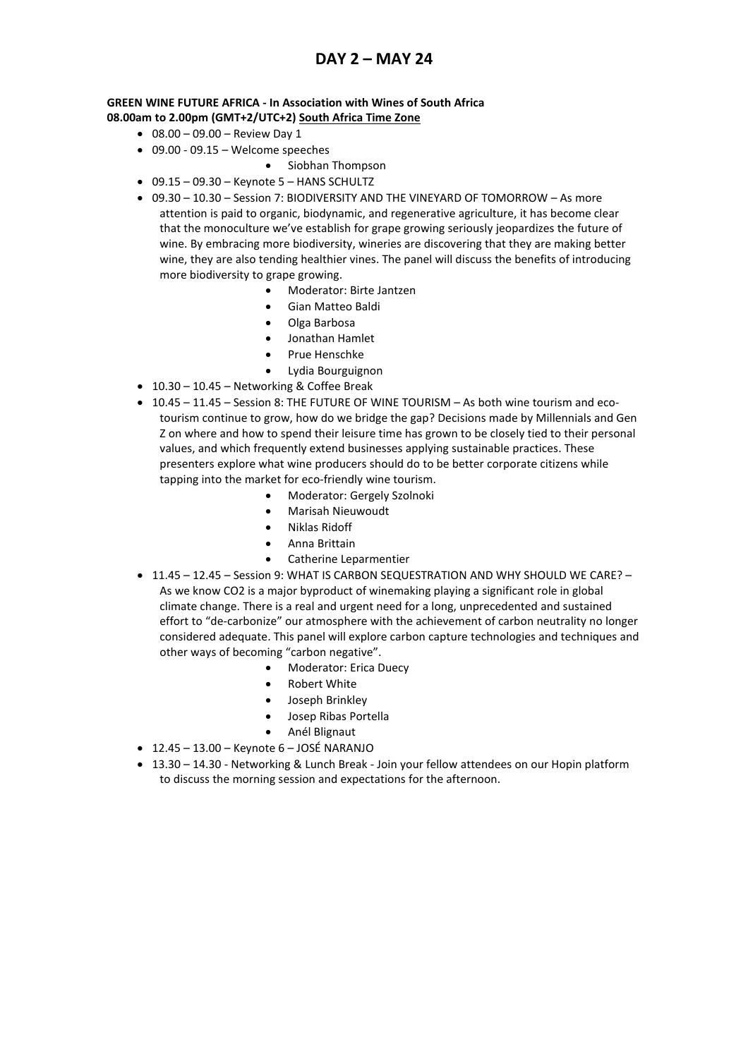# DAY 2 – MAY 24

**GREEN WINE FUTURE AFRICA - In Association with Wines of South Africa**
**08.00am to 2.00pm (GMT+2/UTC+2) <u>South Africa Time Zone</u>**

- 08.00 – 09.00 – Review Day 1
- 09.00 - 09.15 – Welcome speeches
    - Siobhan Thompson
- 09.15 – 09.30 – Keynote 5 – HANS SCHULTZ
- 09.30 – 10.30 – Session 7: BIODIVERSITY AND THE VINEYARD OF TOMORROW – As more attention is paid to organic, biodynamic, and regenerative agriculture, it has become clear that the monoculture we've establish for grape growing seriously jeopardizes the future of wine. By embracing more biodiversity, wineries are discovering that they are making better wine, they are also tending healthier vines. The panel will discuss the benefits of introducing more biodiversity to grape growing.
    - Moderator: Birte Jantzen
    - Gian Matteo Baldi
    - Olga Barbosa
    - Jonathan Hamlet
    - Prue Henschke
    - Lydia Bourguignon
- 10.30 – 10.45 – Networking & Coffee Break
- 10.45 – 11.45 – Session 8: THE FUTURE OF WINE TOURISM – As both wine tourism and eco-tourism continue to grow, how do we bridge the gap? Decisions made by Millennials and Gen Z on where and how to spend their leisure time has grown to be closely tied to their personal values, and which frequently extend businesses applying sustainable practices. These presenters explore what wine producers should do to be better corporate citizens while tapping into the market for eco-friendly wine tourism.
    - Moderator: Gergely Szolnoki
    - Marisah Nieuwoudt
    - Niklas Ridoff
    - Anna Brittain
    - Catherine Leparmentier
- 11.45 – 12.45 – Session 9: WHAT IS CARBON SEQUESTRATION AND WHY SHOULD WE CARE? – As we know CO2 is a major byproduct of winemaking playing a significant role in global climate change. There is a real and urgent need for a long, unprecedented and sustained effort to "de-carbonize" our atmosphere with the achievement of carbon neutrality no longer considered adequate. This panel will explore carbon capture technologies and techniques and other ways of becoming "carbon negative".
    - Moderator: Erica Duecy
    - Robert White
    - Joseph Brinkley
    - Josep Ribas Portella
    - Anél Blignaut
- 12.45 – 13.00 – Keynote 6 – JOSÉ NARANJO
- 13.30 – 14.30 - Networking & Lunch Break - Join your fellow attendees on our Hopin platform to discuss the morning session and expectations for the afternoon.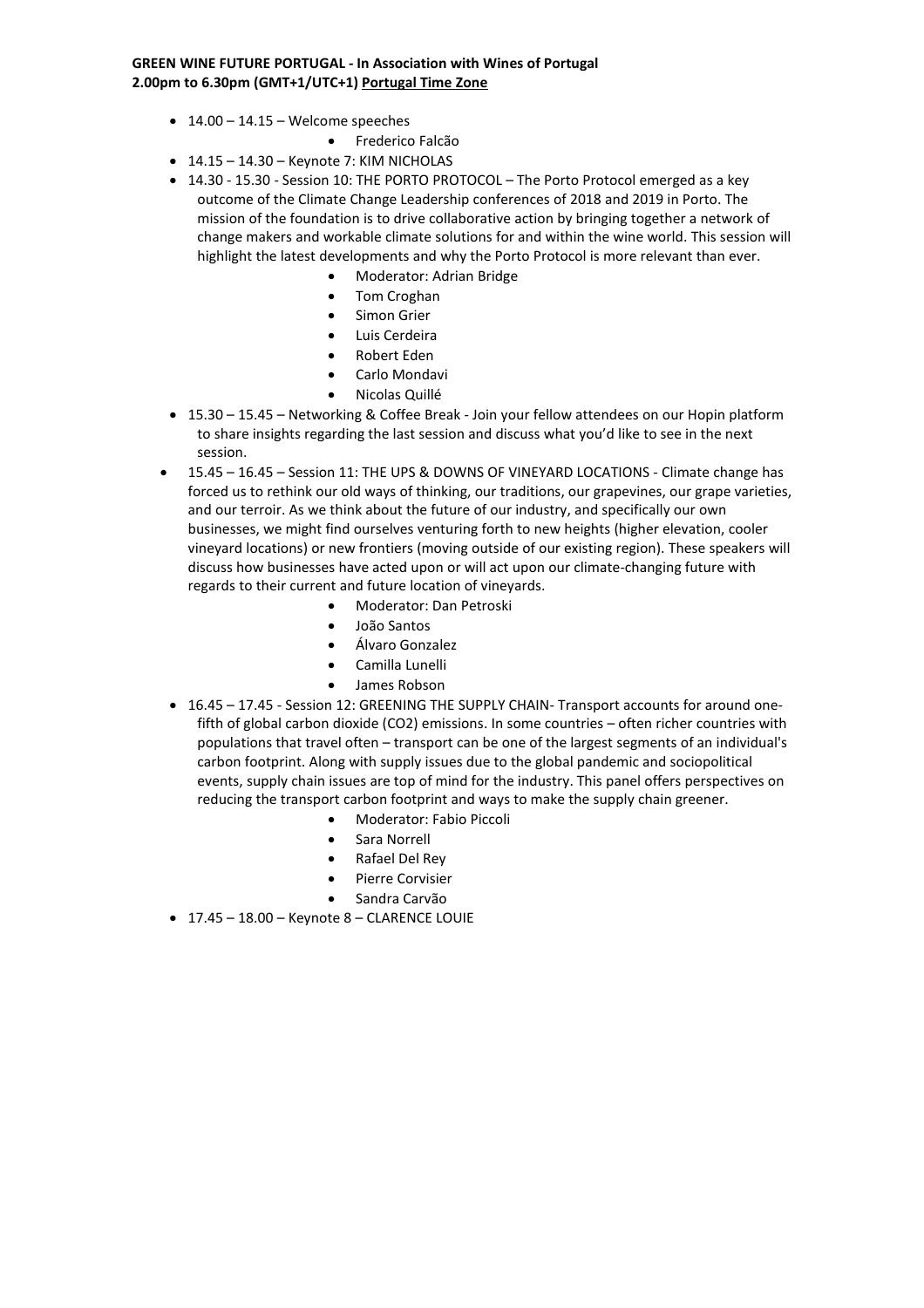**GREEN WINE FUTURE PORTUGAL - In Association with Wines of Portugal**
**2.00pm to 6.30pm (GMT+1/UTC+1) Portugal Time Zone**

- 14.00 – 14.15 – Welcome speeches
  - Frederico Falcão
- 14.15 – 14.30 – Keynote 7: KIM NICHOLAS
- 14.30 - 15.30 - Session 10: THE PORTO PROTOCOL – The Porto Protocol emerged as a key outcome of the Climate Change Leadership conferences of 2018 and 2019 in Porto. The mission of the foundation is to drive collaborative action by bringing together a network of change makers and workable climate solutions for and within the wine world. This session will highlight the latest developments and why the Porto Protocol is more relevant than ever.
  - Moderator: Adrian Bridge
  - Tom Croghan
  - Simon Grier
  - Luis Cerdeira
  - Robert Eden
  - Carlo Mondavi
  - Nicolas Quillé
- 15.30 – 15.45 – Networking & Coffee Break - Join your fellow attendees on our Hopin platform to share insights regarding the last session and discuss what you'd like to see in the next session.
- 15.45 – 16.45 – Session 11: THE UPS & DOWNS OF VINEYARD LOCATIONS - Climate change has forced us to rethink our old ways of thinking, our traditions, our grapevines, our grape varieties, and our terroir. As we think about the future of our industry, and specifically our own businesses, we might find ourselves venturing forth to new heights (higher elevation, cooler vineyard locations) or new frontiers (moving outside of our existing region). These speakers will discuss how businesses have acted upon or will act upon our climate-changing future with regards to their current and future location of vineyards.
  - Moderator: Dan Petroski
  - João Santos
  - Álvaro Gonzalez
  - Camilla Lunelli
  - James Robson
- 16.45 – 17.45 - Session 12: GREENING THE SUPPLY CHAIN- Transport accounts for around one-fifth of global carbon dioxide ($CO_2$) emissions. In some countries – often richer countries with populations that travel often – transport can be one of the largest segments of an individual's carbon footprint. Along with supply issues due to the global pandemic and sociopolitical events, supply chain issues are top of mind for the industry. This panel offers perspectives on reducing the transport carbon footprint and ways to make the supply chain greener.
  - Moderator: Fabio Piccoli
  - Sara Norrell
  - Rafael Del Rey
  - Pierre Corvisier
  - Sandra Carvão
- 17.45 – 18.00 – Keynote 8 – CLARENCE LOUIE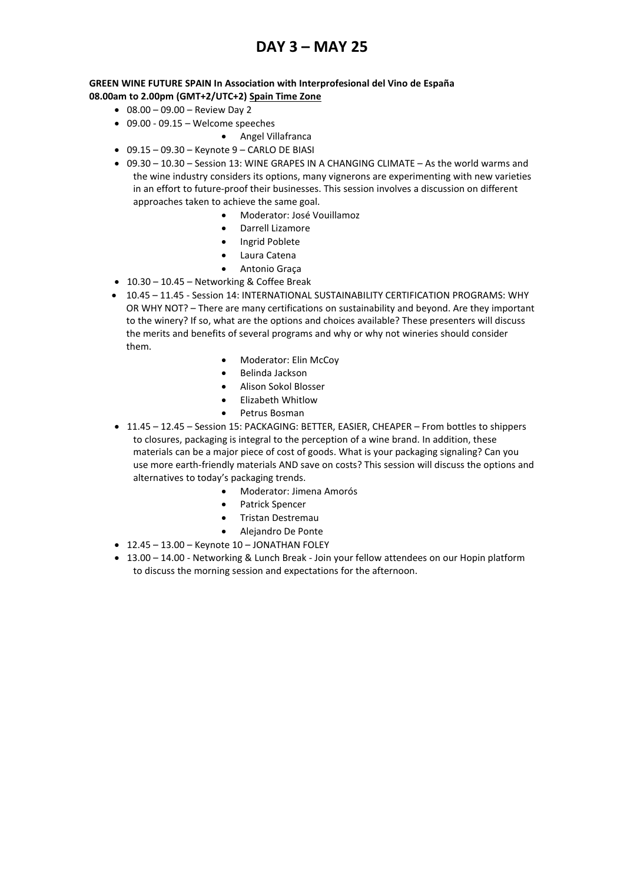# DAY 3 – MAY 25

**GREEN WINE FUTURE SPAIN In Association with Interprofesional del Vino de España**
**08.00am to 2.00pm (GMT+2/UTC+2) Spain Time Zone**

- 08.00 – 09.00 – Review Day 2
- 09.00 - 09.15 – Welcome speeches
    - Angel Villafranca
- 09.15 – 09.30 – Keynote 9 – CARLO DE BIASI
- 09.30 – 10.30 – Session 13: WINE GRAPES IN A CHANGING CLIMATE – As the world warms and the wine industry considers its options, many vignerons are experimenting with new varieties in an effort to future-proof their businesses. This session involves a discussion on different approaches taken to achieve the same goal.
    - Moderator: José Vouillamoz
    - Darrell Lizamore
    - Ingrid Poblete
    - Laura Catena
    - Antonio Graça
- 10.30 – 10.45 – Networking & Coffee Break
- 10.45 – 11.45 - Session 14: INTERNATIONAL SUSTAINABILITY CERTIFICATION PROGRAMS: WHY OR WHY NOT? – There are many certifications on sustainability and beyond. Are they important to the winery? If so, what are the options and choices available? These presenters will discuss the merits and benefits of several programs and why or why not wineries should consider them.
    - Moderator: Elin McCoy
    - Belinda Jackson
    - Alison Sokol Blosser
    - Elizabeth Whitlow
    - Petrus Bosman
- 11.45 – 12.45 – Session 15: PACKAGING: BETTER, EASIER, CHEAPER – From bottles to shippers to closures, packaging is integral to the perception of a wine brand. In addition, these materials can be a major piece of cost of goods. What is your packaging signaling? Can you use more earth-friendly materials AND save on costs? This session will discuss the options and alternatives to today's packaging trends.
    - Moderator: Jimena Amorós
    - Patrick Spencer
    - Tristan Destremau
    - Alejandro De Ponte
- 12.45 – 13.00 – Keynote 10 – JONATHAN FOLEY
- 13.00 – 14.00 - Networking & Lunch Break - Join your fellow attendees on our Hopin platform to discuss the morning session and expectations for the afternoon.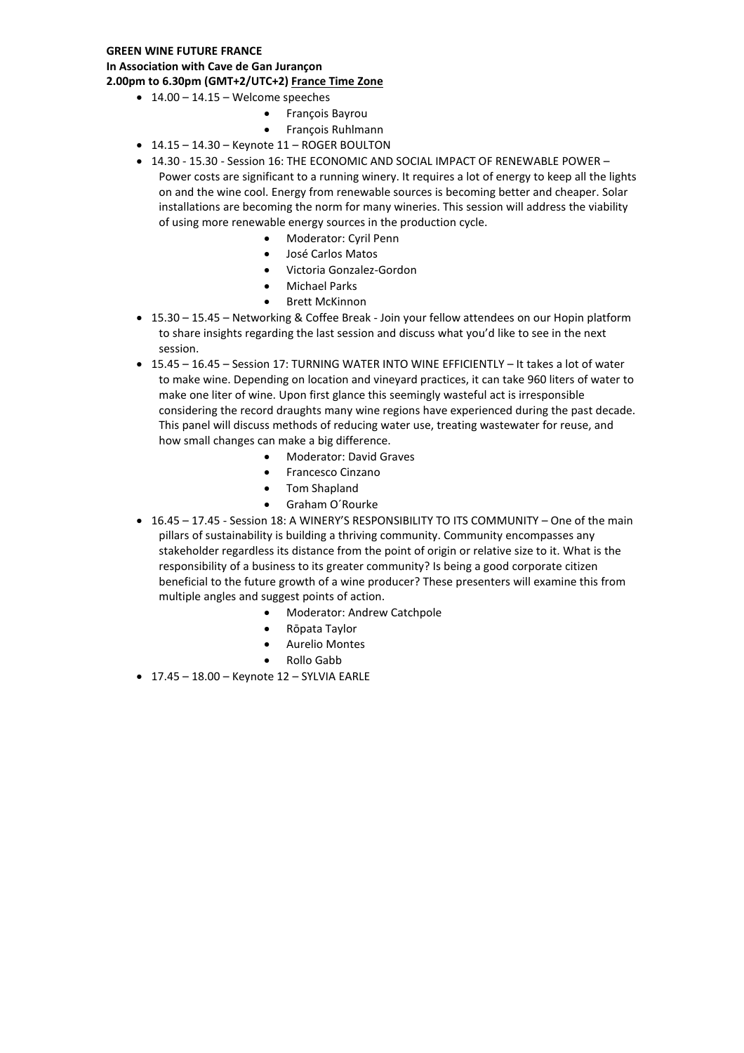**GREEN WINE FUTURE FRANCE**
**In Association with Cave de Gan Jurançon**
**2.00pm to 6.30pm (GMT+2/UTC+2) France Time Zone**

- 14.00 – 14.15 – Welcome speeches
    - François Bayrou
    - François Ruhlmann
- 14.15 – 14.30 – Keynote 11 – ROGER BOULTON
- 14.30 - 15.30 - Session 16: THE ECONOMIC AND SOCIAL IMPACT OF RENEWABLE POWER – Power costs are significant to a running winery. It requires a lot of energy to keep all the lights on and the wine cool. Energy from renewable sources is becoming better and cheaper. Solar installations are becoming the norm for many wineries. This session will address the viability of using more renewable energy sources in the production cycle.
    - Moderator: Cyril Penn
    - José Carlos Matos
    - Victoria Gonzalez-Gordon
    - Michael Parks
    - Brett McKinnon
- 15.30 – 15.45 – Networking & Coffee Break - Join your fellow attendees on our Hopin platform to share insights regarding the last session and discuss what you'd like to see in the next session.
- 15.45 – 16.45 – Session 17: TURNING WATER INTO WINE EFFICIENTLY – It takes a lot of water to make wine. Depending on location and vineyard practices, it can take 960 liters of water to make one liter of wine. Upon first glance this seemingly wasteful act is irresponsible considering the record draughts many wine regions have experienced during the past decade. This panel will discuss methods of reducing water use, treating wastewater for reuse, and how small changes can make a big difference.
    - Moderator: David Graves
    - Francesco Cinzano
    - Tom Shapland
    - Graham O´Rourke
- 16.45 – 17.45 - Session 18: A WINERY'S RESPONSIBILITY TO ITS COMMUNITY – One of the main pillars of sustainability is building a thriving community. Community encompasses any stakeholder regardless its distance from the point of origin or relative size to it. What is the responsibility of a business to its greater community? Is being a good corporate citizen beneficial to the future growth of a wine producer? These presenters will examine this from multiple angles and suggest points of action.
    - Moderator: Andrew Catchpole
    - Rōpata Taylor
    - Aurelio Montes
    - Rollo Gabb
- 17.45 – 18.00 – Keynote 12 – SYLVIA EARLE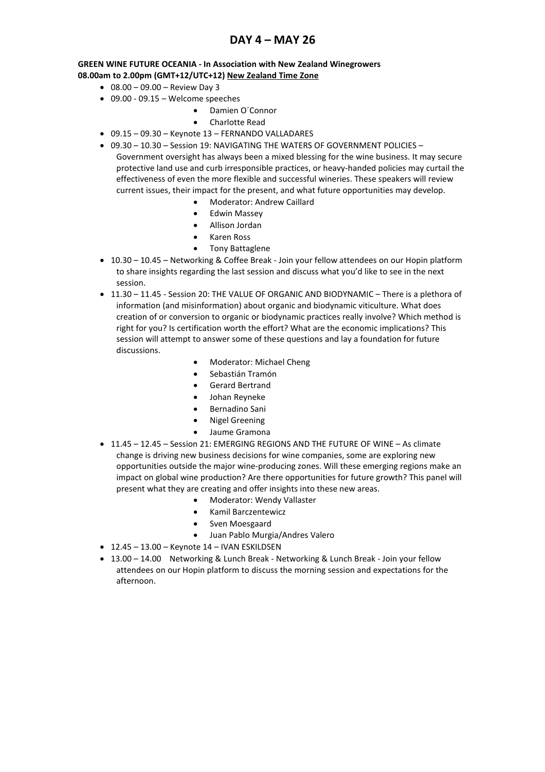# DAY 4 – MAY 26

**GREEN WINE FUTURE OCEANIA - In Association with New Zealand Winegrowers**
**08.00am to 2.00pm (GMT+12/UTC+12) New Zealand Time Zone**

- 08.00 – 09.00 – Review Day 3
- 09.00 - 09.15 – Welcome speeches
  - Damien O´Connor
  - Charlotte Read
- 09.15 – 09.30 – Keynote 13 – FERNANDO VALLADARES
- 09.30 – 10.30 – Session 19: NAVIGATING THE WATERS OF GOVERNMENT POLICIES – Government oversight has always been a mixed blessing for the wine business. It may secure protective land use and curb irresponsible practices, or heavy-handed policies may curtail the effectiveness of even the more flexible and successful wineries. These speakers will review current issues, their impact for the present, and what future opportunities may develop.
  - Moderator: Andrew Caillard
  - Edwin Massey
  - Allison Jordan
  - Karen Ross
  - Tony Battaglene
- 10.30 – 10.45 – Networking & Coffee Break - Join your fellow attendees on our Hopin platform to share insights regarding the last session and discuss what you'd like to see in the next session.
- 11.30 – 11.45 - Session 20: THE VALUE OF ORGANIC AND BIODYNAMIC – There is a plethora of information (and misinformation) about organic and biodynamic viticulture. What does creation of or conversion to organic or biodynamic practices really involve? Which method is right for you? Is certification worth the effort? What are the economic implications? This session will attempt to answer some of these questions and lay a foundation for future discussions.
  - Moderator: Michael Cheng
  - Sebastián Tramón
  - Gerard Bertrand
  - Johan Reyneke
  - Bernadino Sani
  - Nigel Greening
  - Jaume Gramona
- 11.45 – 12.45 – Session 21: EMERGING REGIONS AND THE FUTURE OF WINE – As climate change is driving new business decisions for wine companies, some are exploring new opportunities outside the major wine-producing zones. Will these emerging regions make an impact on global wine production? Are there opportunities for future growth? This panel will present what they are creating and offer insights into these new areas.
  - Moderator: Wendy Vallaster
  - Kamil Barczentewicz
  - Sven Moesgaard
  - Juan Pablo Murgia/Andres Valero
- 12.45 – 13.00 – Keynote 14 – IVAN ESKILDSEN
- 13.00 – 14.00 Networking & Lunch Break - Networking & Lunch Break - Join your fellow attendees on our Hopin platform to discuss the morning session and expectations for the afternoon.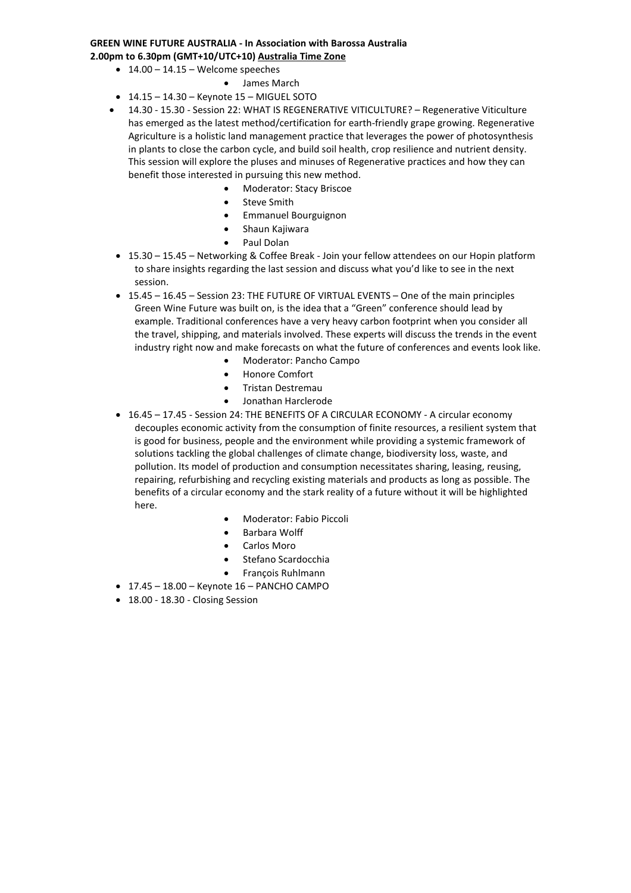**GREEN WINE FUTURE AUSTRALIA - In Association with Barossa Australia**
**2.00pm to 6.30pm (GMT+10/UTC+10) Australia Time Zone**

- 14.00 – 14.15 – Welcome speeches
    - James March
- 14.15 – 14.30 – Keynote 15 – MIGUEL SOTO
- 14.30 - 15.30 - Session 22: WHAT IS REGENERATIVE VITICULTURE? – Regenerative Viticulture has emerged as the latest method/certification for earth-friendly grape growing. Regenerative Agriculture is a holistic land management practice that leverages the power of photosynthesis in plants to close the carbon cycle, and build soil health, crop resilience and nutrient density. This session will explore the pluses and minuses of Regenerative practices and how they can benefit those interested in pursuing this new method.
    - Moderator: Stacy Briscoe
    - Steve Smith
    - Emmanuel Bourguignon
    - Shaun Kajiwara
    - Paul Dolan
- 15.30 – 15.45 – Networking & Coffee Break - Join your fellow attendees on our Hopin platform to share insights regarding the last session and discuss what you'd like to see in the next session.
- 15.45 – 16.45 – Session 23: THE FUTURE OF VIRTUAL EVENTS – One of the main principles Green Wine Future was built on, is the idea that a "Green" conference should lead by example. Traditional conferences have a very heavy carbon footprint when you consider all the travel, shipping, and materials involved. These experts will discuss the trends in the event industry right now and make forecasts on what the future of conferences and events look like.
    - Moderator: Pancho Campo
    - Honore Comfort
    - Tristan Destremau
    - Jonathan Harclerode
- 16.45 – 17.45 - Session 24: THE BENEFITS OF A CIRCULAR ECONOMY - A circular economy decouples economic activity from the consumption of finite resources, a resilient system that is good for business, people and the environment while providing a systemic framework of solutions tackling the global challenges of climate change, biodiversity loss, waste, and pollution. Its model of production and consumption necessitates sharing, leasing, reusing, repairing, refurbishing and recycling existing materials and products as long as possible. The benefits of a circular economy and the stark reality of a future without it will be highlighted here.
    - Moderator: Fabio Piccoli
    - Barbara Wolff
    - Carlos Moro
    - Stefano Scardocchia
    - François Ruhlmann
- 17.45 – 18.00 – Keynote 16 – PANCHO CAMPO
- 18.00 - 18.30 - Closing Session